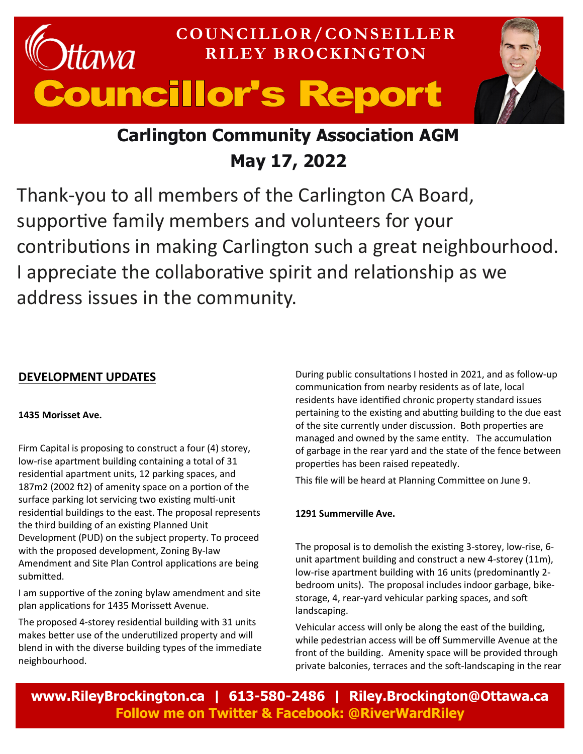# COUNCILLOR/CONSEILLER RILEY BROCKINGTON

# Councillor's Report

## Carlington Community Association AGM

## May 17, 2022

Thank-you to all members of the Carlington CA Board, supportive family members and volunteers for your contributions in making Carlington such a great neighbourhood. I appreciate the collaborative spirit and relationship as we address issues in the community.

### DEVELOPMENT UPDATES

**1435 Morisset Ave.**

Firm Capital is proposing to construct a four (4) storey, low-rise apartment building containing a total of 31 residential apartment units, 12 parking spaces, and 187m2 (2002 ft2) of amenity space on a portion of the surface parking lot servicing two existing multi-unit residential buildings to the east. The proposal represents the third building of an existing Planned Unit Development (PUD) on the subject property. To proceed with the proposed development, Zoning By-law Amendment and Site Plan Control applications are being submitted.

I am supportive of the zoning bylaw amendment and site plan applications for 1435 Morissett Avenue.

The proposed 4-storey residential building with 31 units makes better use of the underutilized property and will blend in with the diverse building types of the immediate neighbourhood.

During public consultations I hosted in 2021, and as follow-up communication from nearby residents as of late, local residents have identified chronic property standard issues pertaining to the existing and abutting building to the due east of the site currently under discussion. Both properties are managed and owned by the same entity. The accumulation of garbage in the rear yard and the state of the fence between properties has been raised repeatedly.

This file will be heard at Planning Committee on June 9.

**1291 Summerville Ave.**

The proposal is to demolish the existing 3-storey, low-rise, 6-unit apartment building and construct a new 4-storey (11m), low-rise apartment building with 16 units (predominantly 2-bedroom units). The proposal includes indoor garbage, bike-storage, 4, rear-yard vehicular parking spaces, and soft landscaping.

Vehicular access will only be along the east of the building, while pedestrian access will be off Summerville Avenue at the front of the building. Amenity space will be provided through private balconies, terraces and the soft-landscaping in the rear

**www.RileyBrockington.ca | 613-580-2486 | Riley.Brockington@Ottawa.ca**
**Follow me on Twitter & Facebook: @RiverWardRiley**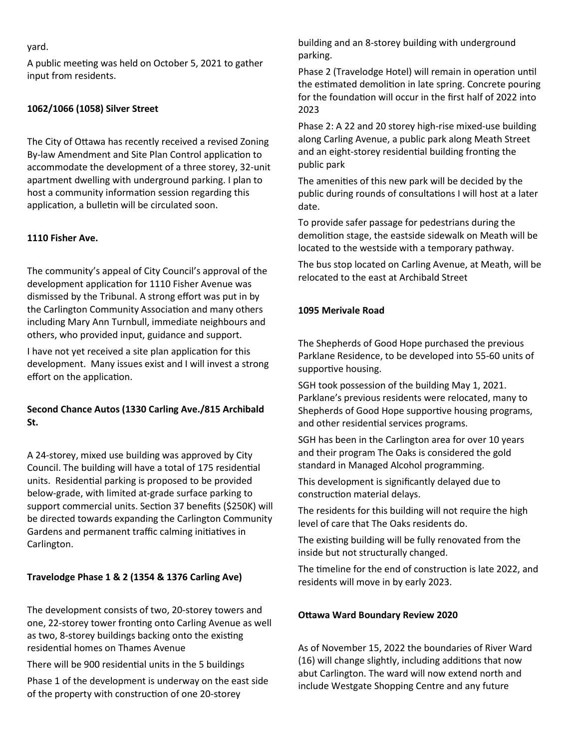yard.

A public meeting was held on October 5, 2021 to gather input from residents.

**1062/1066 (1058) Silver Street**

The City of Ottawa has recently received a revised Zoning By-law Amendment and Site Plan Control application to accommodate the development of a three storey, 32-unit apartment dwelling with underground parking. I plan to host a community information session regarding this application, a bulletin will be circulated soon.

**1110 Fisher Ave.**

The community's appeal of City Council's approval of the development application for 1110 Fisher Avenue was dismissed by the Tribunal. A strong effort was put in by the Carlington Community Association and many others including Mary Ann Turnbull, immediate neighbours and others, who provided input, guidance and support.

I have not yet received a site plan application for this development. Many issues exist and I will invest a strong effort on the application.

**Second Chance Autos (1330 Carling Ave./815 Archibald St.**

A 24-storey, mixed use building was approved by City Council. The building will have a total of 175 residential units. Residential parking is proposed to be provided below-grade, with limited at-grade surface parking to support commercial units. Section 37 benefits ($250K) will be directed towards expanding the Carlington Community Gardens and permanent traffic calming initiatives in Carlington.

**Travelodge Phase 1 & 2 (1354 & 1376 Carling Ave)**

The development consists of two, 20-storey towers and one, 22-storey tower fronting onto Carling Avenue as well as two, 8-storey buildings backing onto the existing residential homes on Thames Avenue

There will be 900 residential units in the 5 buildings

Phase 1 of the development is underway on the east side of the property with construction of one 20-storey building and an 8-storey building with underground parking.

Phase 2 (Travelodge Hotel) will remain in operation until the estimated demolition in late spring. Concrete pouring for the foundation will occur in the first half of 2022 into 2023

Phase 2: A 22 and 20 storey high-rise mixed-use building along Carling Avenue, a public park along Meath Street and an eight-storey residential building fronting the public park

The amenities of this new park will be decided by the public during rounds of consultations I will host at a later date.

To provide safer passage for pedestrians during the demolition stage, the eastside sidewalk on Meath will be located to the westside with a temporary pathway.

The bus stop located on Carling Avenue, at Meath, will be relocated to the east at Archibald Street

**1095 Merivale Road**

The Shepherds of Good Hope purchased the previous Parklane Residence, to be developed into 55-60 units of supportive housing.

SGH took possession of the building May 1, 2021. Parklane's previous residents were relocated, many to Shepherds of Good Hope supportive housing programs, and other residential services programs.

SGH has been in the Carlington area for over 10 years and their program The Oaks is considered the gold standard in Managed Alcohol programming.

This development is significantly delayed due to construction material delays.

The residents for this building will not require the high level of care that The Oaks residents do.

The existing building will be fully renovated from the inside but not structurally changed.

The timeline for the end of construction is late 2022, and residents will move in by early 2023.

**Ottawa Ward Boundary Review 2020**

As of November 15, 2022 the boundaries of River Ward (16) will change slightly, including additions that now abut Carlington. The ward will now extend north and include Westgate Shopping Centre and any future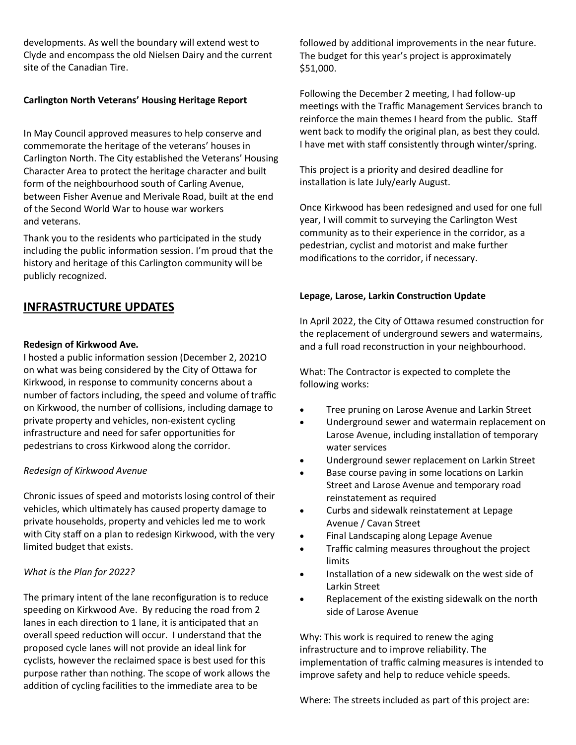developments. As well the boundary will extend west to Clyde and encompass the old Nielsen Dairy and the current site of the Canadian Tire.

**Carlington North Veterans' Housing Heritage Report**

In May Council approved measures to help conserve and commemorate the heritage of the veterans' houses in Carlington North. The City established the Veterans' Housing Character Area to protect the heritage character and built form of the neighbourhood south of Carling Avenue, between Fisher Avenue and Merivale Road, built at the end of the Second World War to house war workers and veterans.

Thank you to the residents who participated in the study including the public information session. I'm proud that the history and heritage of this Carlington community will be publicly recognized.

## INFRASTRUCTURE UPDATES

**Redesign of Kirkwood Ave.**

I hosted a public information session (December 2, 2021O on what was being considered by the City of Ottawa for Kirkwood, in response to community concerns about a number of factors including, the speed and volume of traffic on Kirkwood, the number of collisions, including damage to private property and vehicles, non-existent cycling infrastructure and need for safer opportunities for pedestrians to cross Kirkwood along the corridor.

*Redesign of Kirkwood Avenue*

Chronic issues of speed and motorists losing control of their vehicles, which ultimately has caused property damage to private households, property and vehicles led me to work with City staff on a plan to redesign Kirkwood, with the very limited budget that exists.

*What is the Plan for 2022?*

The primary intent of the lane reconfiguration is to reduce speeding on Kirkwood Ave. By reducing the road from 2 lanes in each direction to 1 lane, it is anticipated that an overall speed reduction will occur. I understand that the proposed cycle lanes will not provide an ideal link for cyclists, however the reclaimed space is best used for this purpose rather than nothing. The scope of work allows the addition of cycling facilities to the immediate area to be followed by additional improvements in the near future. The budget for this year's project is approximately $51,000.

Following the December 2 meeting, I had follow-up meetings with the Traffic Management Services branch to reinforce the main themes I heard from the public. Staff went back to modify the original plan, as best they could. I have met with staff consistently through winter/spring.

This project is a priority and desired deadline for installation is late July/early August.

Once Kirkwood has been redesigned and used for one full year, I will commit to surveying the Carlington West community as to their experience in the corridor, as a pedestrian, cyclist and motorist and make further modifications to the corridor, if necessary.

**Lepage, Larose, Larkin Construction Update**

In April 2022, the City of Ottawa resumed construction for the replacement of underground sewers and watermains, and a full road reconstruction in your neighbourhood.

What: The Contractor is expected to complete the following works:

- Tree pruning on Larose Avenue and Larkin Street
- Underground sewer and watermain replacement on Larose Avenue, including installation of temporary water services
- Underground sewer replacement on Larkin Street
- Base course paving in some locations on Larkin Street and Larose Avenue and temporary road reinstatement as required
- Curbs and sidewalk reinstatement at Lepage Avenue / Cavan Street
- Final Landscaping along Lepage Avenue
- Traffic calming measures throughout the project limits
- Installation of a new sidewalk on the west side of Larkin Street
- Replacement of the existing sidewalk on the north side of Larose Avenue

Why: This work is required to renew the aging infrastructure and to improve reliability. The implementation of traffic calming measures is intended to improve safety and help to reduce vehicle speeds.

Where: The streets included as part of this project are: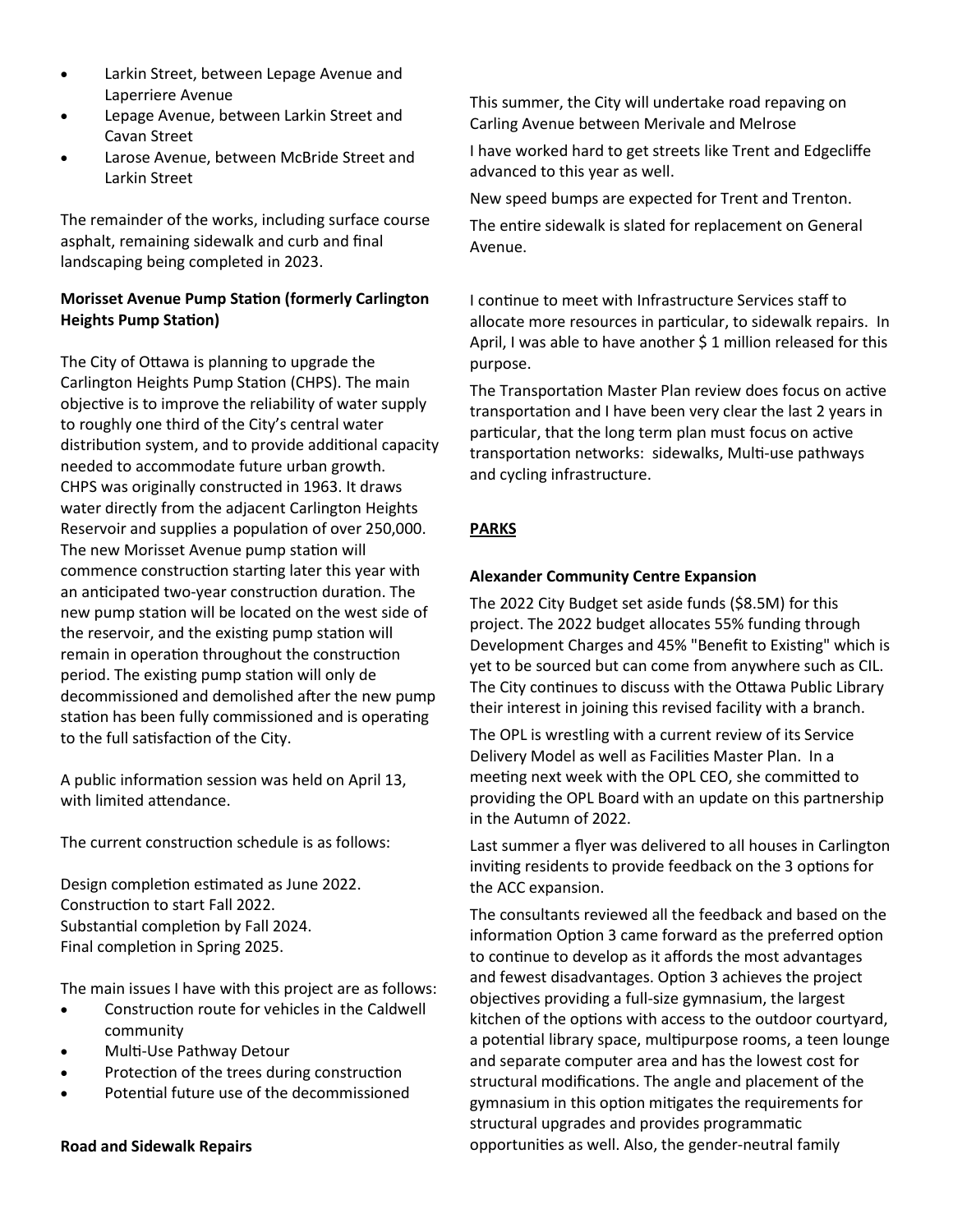- Larkin Street, between Lepage Avenue and Laperriere Avenue
- Lepage Avenue, between Larkin Street and Cavan Street
- Larose Avenue, between McBride Street and Larkin Street

The remainder of the works, including surface course asphalt, remaining sidewalk and curb and final landscaping being completed in 2023.

**Morisset Avenue Pump Station (formerly Carlington Heights Pump Station)**

The City of Ottawa is planning to upgrade the Carlington Heights Pump Station (CHPS). The main objective is to improve the reliability of water supply to roughly one third of the City's central water distribution system, and to provide additional capacity needed to accommodate future urban growth. CHPS was originally constructed in 1963. It draws water directly from the adjacent Carlington Heights Reservoir and supplies a population of over 250,000. The new Morisset Avenue pump station will commence construction starting later this year with an anticipated two-year construction duration. The new pump station will be located on the west side of the reservoir, and the existing pump station will remain in operation throughout the construction period. The existing pump station will only de decommissioned and demolished after the new pump station has been fully commissioned and is operating to the full satisfaction of the City.

A public information session was held on April 13, with limited attendance.

The current construction schedule is as follows:

Design completion estimated as June 2022.
Construction to start Fall 2022.
Substantial completion by Fall 2024.
Final completion in Spring 2025.

The main issues I have with this project are as follows:

- Construction route for vehicles in the Caldwell community
- Multi-Use Pathway Detour
- Protection of the trees during construction
- Potential future use of the decommissioned

**Road and Sidewalk Repairs**

This summer, the City will undertake road repaving on Carling Avenue between Merivale and Melrose

I have worked hard to get streets like Trent and Edgecliffe advanced to this year as well.

New speed bumps are expected for Trent and Trenton.

The entire sidewalk is slated for replacement on General Avenue.

I continue to meet with Infrastructure Services staff to allocate more resources in particular, to sidewalk repairs. In April, I was able to have another $ 1 million released for this purpose.

The Transportation Master Plan review does focus on active transportation and I have been very clear the last 2 years in particular, that the long term plan must focus on active transportation networks: sidewalks, Multi-use pathways and cycling infrastructure.

## PARKS

**Alexander Community Centre Expansion**

The 2022 City Budget set aside funds ($8.5M) for this project. The 2022 budget allocates 55% funding through Development Charges and 45% "Benefit to Existing" which is yet to be sourced but can come from anywhere such as CIL. The City continues to discuss with the Ottawa Public Library their interest in joining this revised facility with a branch.

The OPL is wrestling with a current review of its Service Delivery Model as well as Facilities Master Plan. In a meeting next week with the OPL CEO, she committed to providing the OPL Board with an update on this partnership in the Autumn of 2022.

Last summer a flyer was delivered to all houses in Carlington inviting residents to provide feedback on the 3 options for the ACC expansion.

The consultants reviewed all the feedback and based on the information Option 3 came forward as the preferred option to continue to develop as it affords the most advantages and fewest disadvantages. Option 3 achieves the project objectives providing a full-size gymnasium, the largest kitchen of the options with access to the outdoor courtyard, a potential library space, multipurpose rooms, a teen lounge and separate computer area and has the lowest cost for structural modifications. The angle and placement of the gymnasium in this option mitigates the requirements for structural upgrades and provides programmatic opportunities as well. Also, the gender-neutral family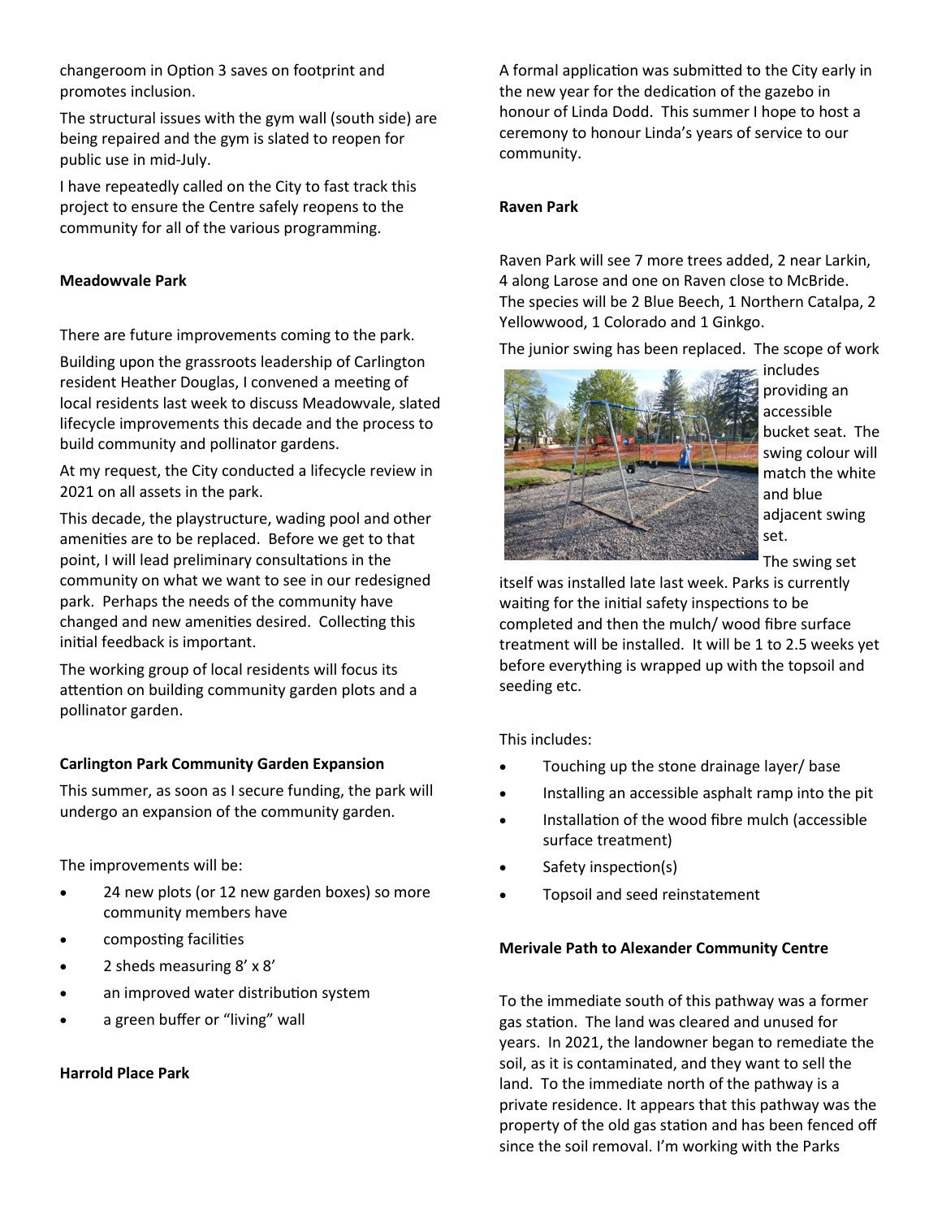changeroom in Option 3 saves on footprint and promotes inclusion.

The structural issues with the gym wall (south side) are being repaired and the gym is slated to reopen for public use in mid-July.

I have repeatedly called on the City to fast track this project to ensure the Centre safely reopens to the community for all of the various programming.

**Meadowvale Park**

There are future improvements coming to the park.

Building upon the grassroots leadership of Carlington resident Heather Douglas, I convened a meeting of local residents last week to discuss Meadowvale, slated lifecycle improvements this decade and the process to build community and pollinator gardens.

At my request, the City conducted a lifecycle review in 2021 on all assets in the park.

This decade, the playstructure, wading pool and other amenities are to be replaced. Before we get to that point, I will lead preliminary consultations in the community on what we want to see in our redesigned park. Perhaps the needs of the community have changed and new amenities desired. Collecting this initial feedback is important.

The working group of local residents will focus its attention on building community garden plots and a pollinator garden.

**Carlington Park Community Garden Expansion**

This summer, as soon as I secure funding, the park will undergo an expansion of the community garden.

The improvements will be:

- 24 new plots (or 12 new garden boxes) so more community members have
- composting facilities
- 2 sheds measuring 8' x 8'
- an improved water distribution system
- a green buffer or "living" wall

**Harrold Place Park**

A formal application was submitted to the City early in the new year for the dedication of the gazebo in honour of Linda Dodd. This summer I hope to host a ceremony to honour Linda's years of service to our community.

**Raven Park**

Raven Park will see 7 more trees added, 2 near Larkin, 4 along Larose and one on Raven close to McBride. The species will be 2 Blue Beech, 1 Northern Catalpa, 2 Yellowwood, 1 Colorado and 1 Ginkgo.

The junior swing has been replaced. The scope of work includes providing an accessible bucket seat. The swing colour will match the white and blue adjacent swing set.

The swing set itself was installed late last week. Parks is currently waiting for the initial safety inspections to be completed and then the mulch/ wood fibre surface treatment will be installed. It will be 1 to 2.5 weeks yet before everything is wrapped up with the topsoil and seeding etc.

This includes:

- Touching up the stone drainage layer/ base
- Installing an accessible asphalt ramp into the pit
- Installation of the wood fibre mulch (accessible surface treatment)
- Safety inspection(s)
- Topsoil and seed reinstatement

**Merivale Path to Alexander Community Centre**

To the immediate south of this pathway was a former gas station. The land was cleared and unused for years. In 2021, the landowner began to remediate the soil, as it is contaminated, and they want to sell the land. To the immediate north of the pathway is a private residence. It appears that this pathway was the property of the old gas station and has been fenced off since the soil removal. I'm working with the Parks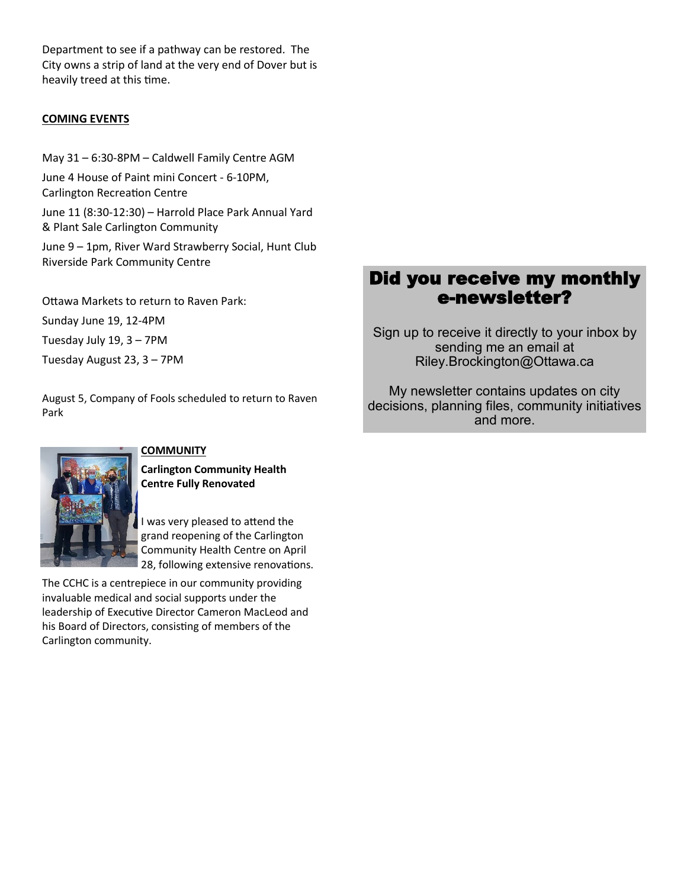Department to see if a pathway can be restored. The City owns a strip of land at the very end of Dover but is heavily treed at this time.

**COMING EVENTS**

May 31 – 6:30-8PM – Caldwell Family Centre AGM

June 4 House of Paint mini Concert - 6-10PM, Carlington Recreation Centre

June 11 (8:30-12:30) – Harrold Place Park Annual Yard & Plant Sale Carlington Community

June 9 – 1pm, River Ward Strawberry Social, Hunt Club Riverside Park Community Centre

Ottawa Markets to return to Raven Park:

Sunday June 19, 12-4PM

Tuesday July 19, 3 – 7PM

Tuesday August 23, 3 – 7PM

August 5, Company of Fools scheduled to return to Raven Park

**COMMUNITY**

**Carlington Community Health Centre Fully Renovated**

I was very pleased to attend the grand reopening of the Carlington Community Health Centre on April 28, following extensive renovations.

The CCHC is a centrepiece in our community providing invaluable medical and social supports under the leadership of Executive Director Cameron MacLeod and his Board of Directors, consisting of members of the Carlington community.

## Did you receive my monthly e-newsletter?

Sign up to receive it directly to your inbox by sending me an email at Riley.Brockington@Ottawa.ca

My newsletter contains updates on city decisions, planning files, community initiatives and more.